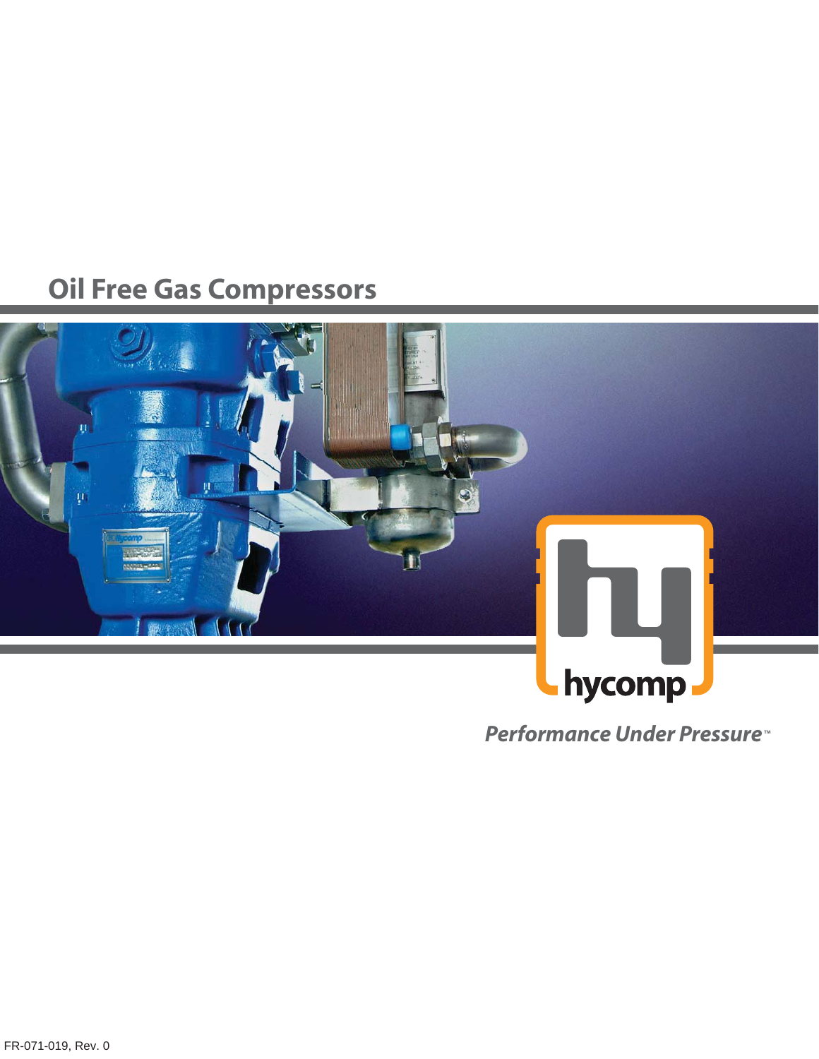# Oil Free Gas Compressors

hycomp

*Performance Under Pressure™*

FR-071-019, Rev. 0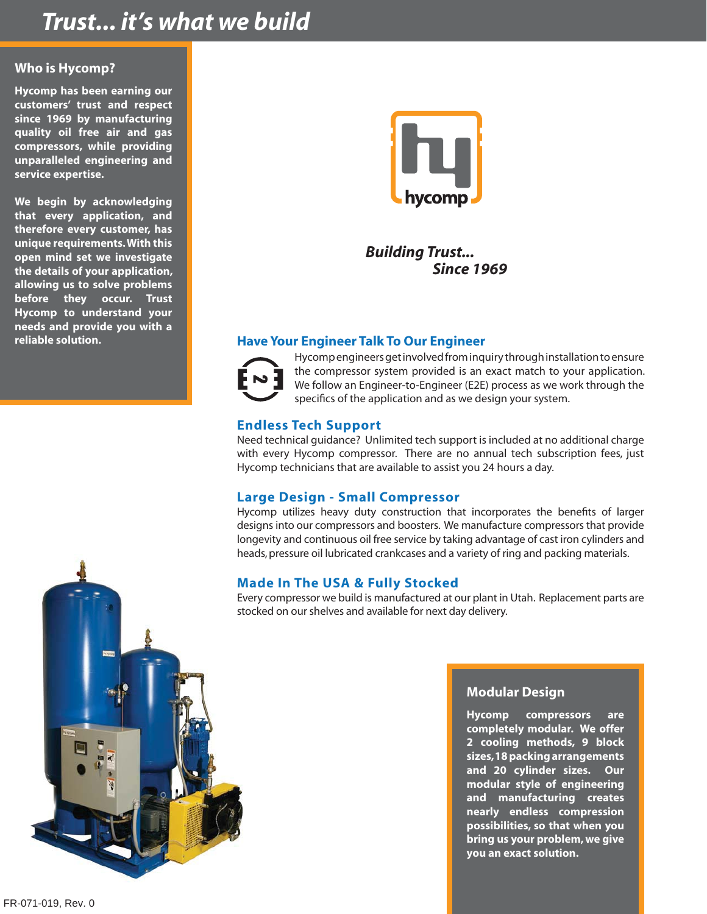# Trust... it's what we build

## Who is Hycomp?

**Hycomp has been earning our customers' trust and respect since 1969 by manufacturing quality oil free air and gas compressors, while providing unparalleled engineering and service expertise.**

**We begin by acknowledging that every application, and therefore every customer, has unique requirements. With this open mind set we investigate the details of your application, allowing us to solve problems before they occur. Trust Hycomp to understand your needs and provide you with a reliable solution.**

hycomp

***Building Trust... Since 1969***

## Have Your Engineer Talk To Our Engineer

Hycomp engineers get involved from inquiry through installation to ensure the compressor system provided is an exact match to your application. We follow an Engineer-to-Engineer (E2E) process as we work through the specifics of the application and as we design your system.

## Endless Tech Support

Need technical guidance? Unlimited tech support is included at no additional charge with every Hycomp compressor. There are no annual tech subscription fees, just Hycomp technicians that are available to assist you 24 hours a day.

## Large Design - Small Compressor

Hycomp utilizes heavy duty construction that incorporates the benefits of larger designs into our compressors and boosters. We manufacture compressors that provide longevity and continuous oil free service by taking advantage of cast iron cylinders and heads, pressure oil lubricated crankcases and a variety of ring and packing materials.

## Made In The USA & Fully Stocked

Every compressor we build is manufactured at our plant in Utah. Replacement parts are stocked on our shelves and available for next day delivery.

## Modular Design

**Hycomp compressors are completely modular. We offer 2 cooling methods, 9 block sizes, 18 packing arrangements and 20 cylinder sizes. Our modular style of engineering and manufacturing creates nearly endless compression possibilities, so that when you bring us your problem, we give you an exact solution.**

FR-071-019, Rev. 0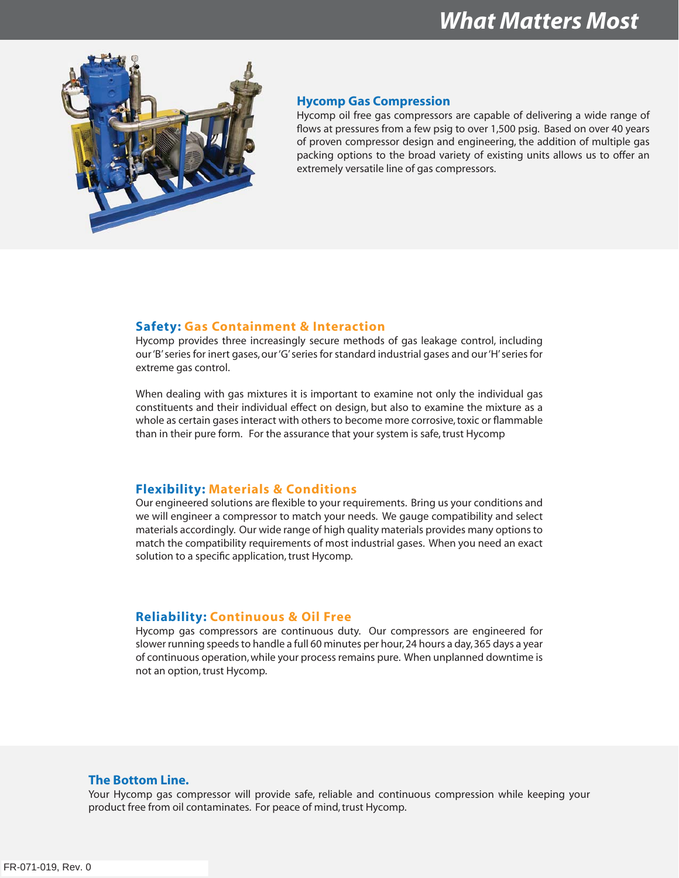# What Matters Most

## Hycomp Gas Compression

Hycomp oil free gas compressors are capable of delivering a wide range of flows at pressures from a few psig to over 1,500 psig. Based on over 40 years of proven compressor design and engineering, the addition of multiple gas packing options to the broad variety of existing units allows us to offer an extremely versatile line of gas compressors.

## Safety: Gas Containment & Interaction

Hycomp provides three increasingly secure methods of gas leakage control, including our 'B' series for inert gases, our 'G' series for standard industrial gases and our 'H' series for extreme gas control.

When dealing with gas mixtures it is important to examine not only the individual gas constituents and their individual effect on design, but also to examine the mixture as a whole as certain gases interact with others to become more corrosive, toxic or flammable than in their pure form. For the assurance that your system is safe, trust Hycomp

## Flexibility: Materials & Conditions

Our engineered solutions are flexible to your requirements. Bring us your conditions and we will engineer a compressor to match your needs. We gauge compatibility and select materials accordingly. Our wide range of high quality materials provides many options to match the compatibility requirements of most industrial gases. When you need an exact solution to a specific application, trust Hycomp.

## Reliability: Continuous & Oil Free

Hycomp gas compressors are continuous duty. Our compressors are engineered for slower running speeds to handle a full 60 minutes per hour, 24 hours a day, 365 days a year of continuous operation, while your process remains pure. When unplanned downtime is not an option, trust Hycomp.

## The Bottom Line.

Your Hycomp gas compressor will provide safe, reliable and continuous compression while keeping your product free from oil contaminates. For peace of mind, trust Hycomp.

FR-071-019, Rev. 0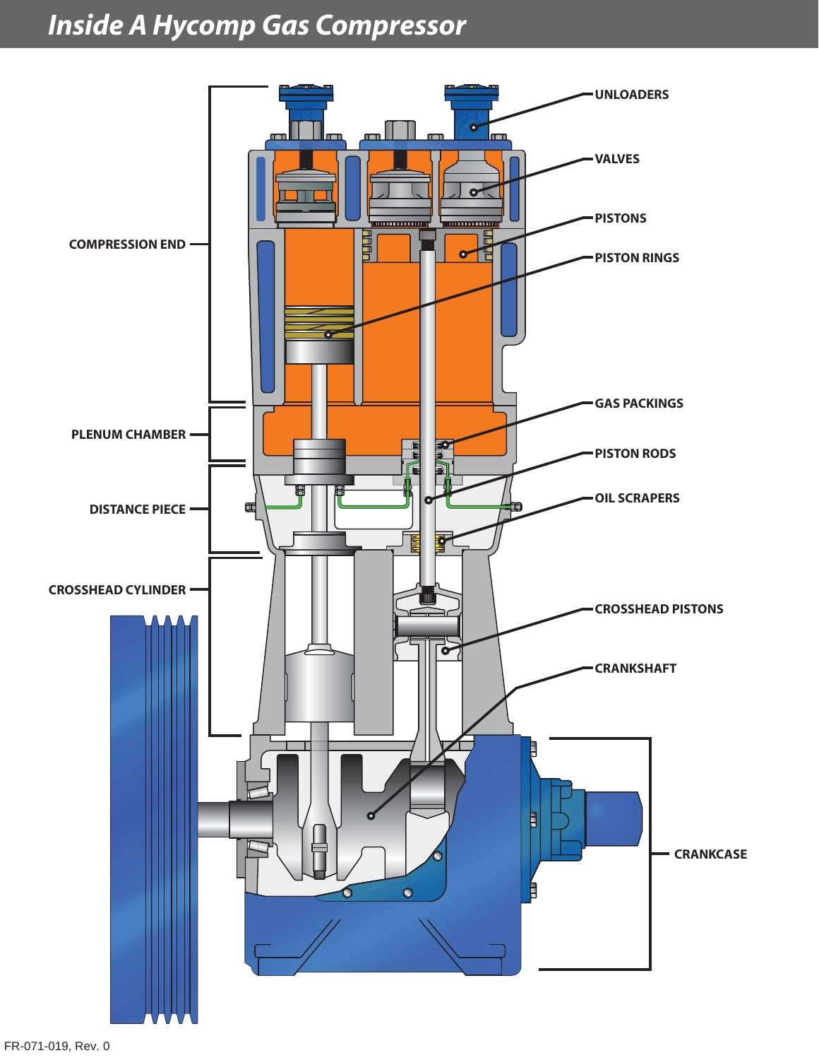# Inside A Hycomp Gas Compressor

COMPRESSION END

PLENUM CHAMBER

DISTANCE PIECE

CROSSHEAD CYLINDER

UNLOADERS

VALVES

PISTONS

PISTON RINGS

GAS PACKINGS

PISTON RODS

OIL SCRAPERS

CROSSHEAD PISTONS

CRANKSHAFT

CRANKCASE

FR-071-019, Rev. 0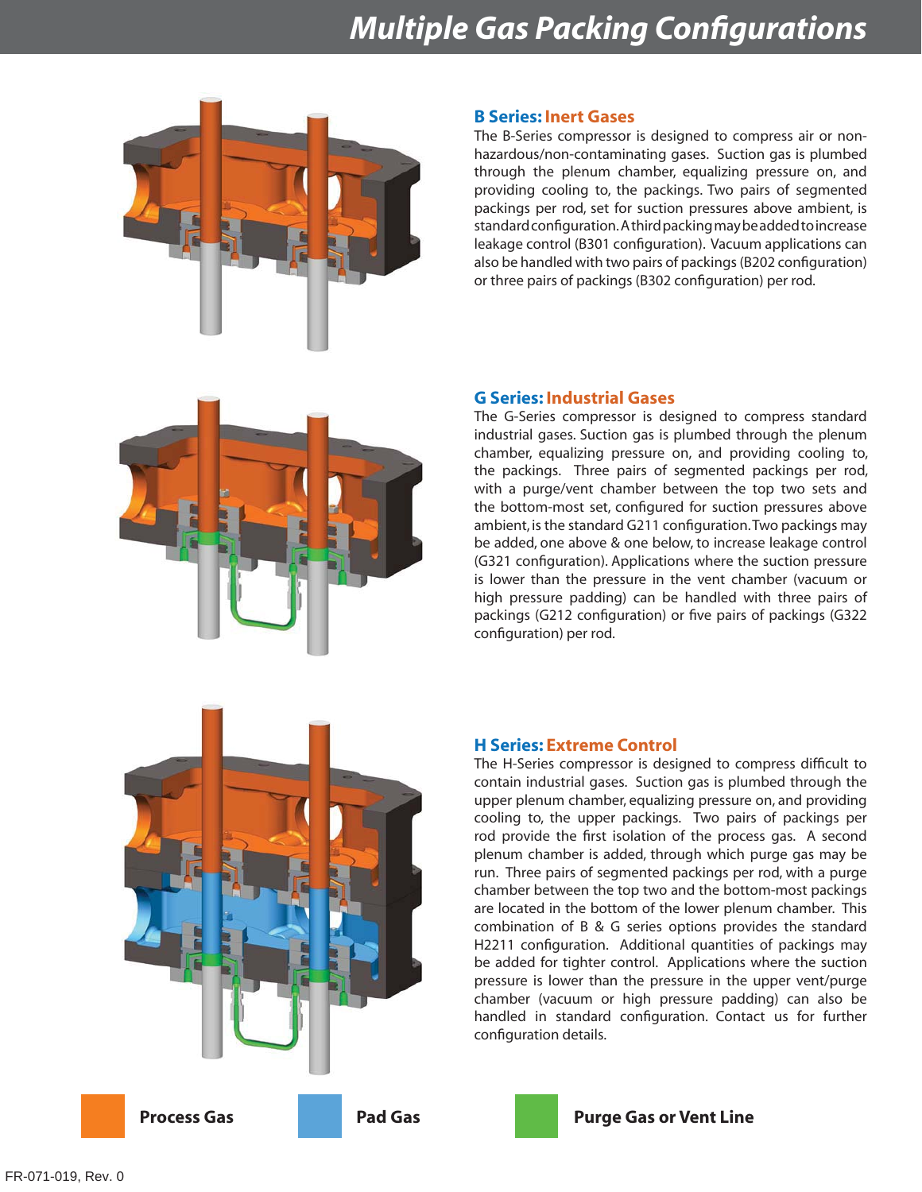# Multiple Gas Packing Configurations

## B Series: Inert Gases

The B-Series compressor is designed to compress air or non-hazardous/non-contaminating gases. Suction gas is plumbed through the plenum chamber, equalizing pressure on, and providing cooling to, the packings. Two pairs of segmented packings per rod, set for suction pressures above ambient, is standard configuration. A third packing may be added to increase leakage control (B301 configuration). Vacuum applications can also be handled with two pairs of packings (B202 configuration) or three pairs of packings (B302 configuration) per rod.

## G Series: Industrial Gases

The G-Series compressor is designed to compress standard industrial gases. Suction gas is plumbed through the plenum chamber, equalizing pressure on, and providing cooling to, the packings. Three pairs of segmented packings per rod, with a purge/vent chamber between the top two sets and the bottom-most set, configured for suction pressures above ambient, is the standard G211 configuration. Two packings may be added, one above & one below, to increase leakage control (G321 configuration). Applications where the suction pressure is lower than the pressure in the vent chamber (vacuum or high pressure padding) can be handled with three pairs of packings (G212 configuration) or five pairs of packings (G322 configuration) per rod.

## H Series: Extreme Control

The H-Series compressor is designed to compress difficult to contain industrial gases. Suction gas is plumbed through the upper plenum chamber, equalizing pressure on, and providing cooling to, the upper packings. Two pairs of packings per rod provide the first isolation of the process gas. A second plenum chamber is added, through which purge gas may be run. Three pairs of segmented packings per rod, with a purge chamber between the top two and the bottom-most packings are located in the bottom of the lower plenum chamber. This combination of B & G series options provides the standard H2211 configuration. Additional quantities of packings may be added for tighter control. Applications where the suction pressure is lower than the pressure in the upper vent/purge chamber (vacuum or high pressure padding) can also be handled in standard configuration. Contact us for further configuration details.

**Process Gas** **Pad Gas** **Purge Gas or Vent Line**

FR-071-019, Rev. 0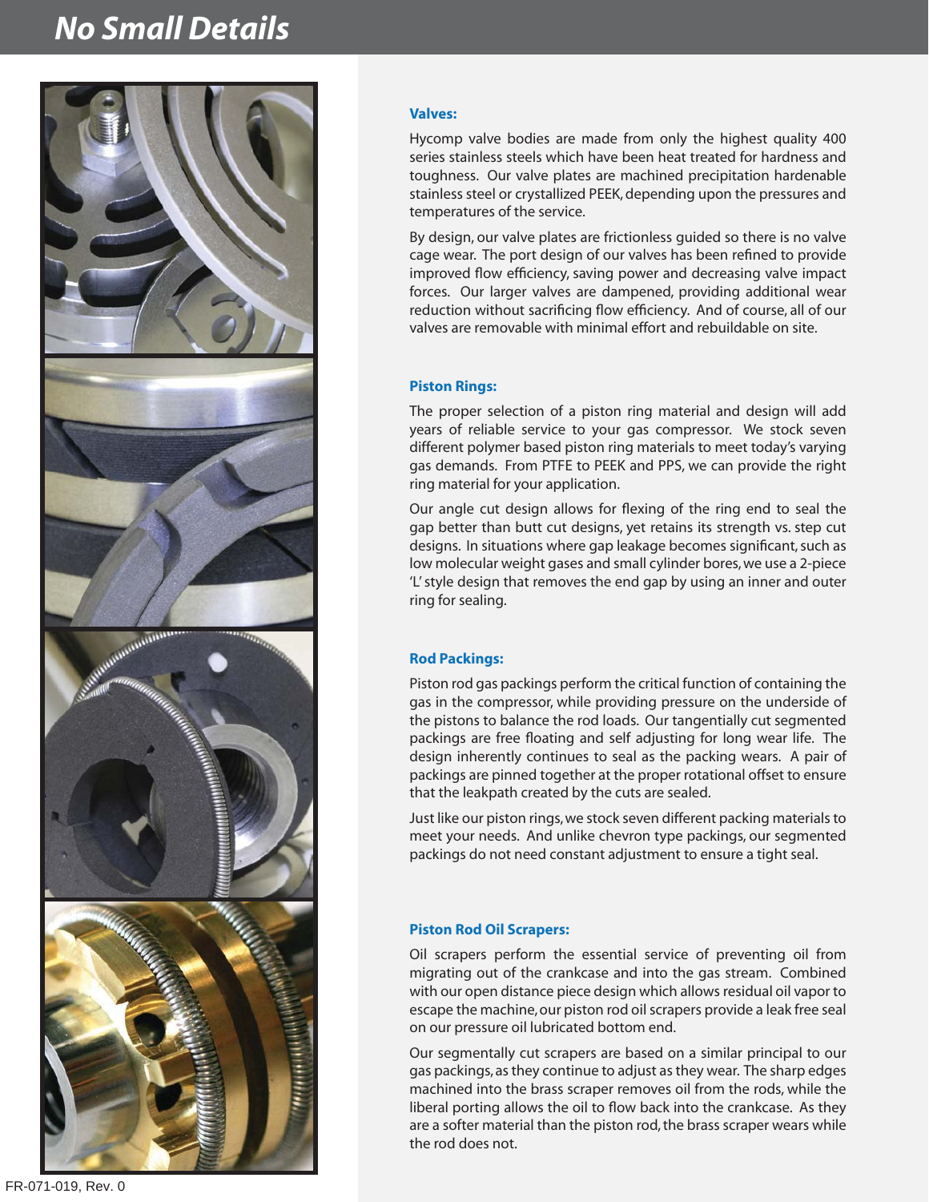# No Small Details

### Valves:

Hycomp valve bodies are made from only the highest quality 400 series stainless steels which have been heat treated for hardness and toughness. Our valve plates are machined precipitation hardenable stainless steel or crystallized PEEK, depending upon the pressures and temperatures of the service.

By design, our valve plates are frictionless guided so there is no valve cage wear. The port design of our valves has been refined to provide improved flow efficiency, saving power and decreasing valve impact forces. Our larger valves are dampened, providing additional wear reduction without sacrificing flow efficiency. And of course, all of our valves are removable with minimal effort and rebuildable on site.

### Piston Rings:

The proper selection of a piston ring material and design will add years of reliable service to your gas compressor. We stock seven different polymer based piston ring materials to meet today's varying gas demands. From PTFE to PEEK and PPS, we can provide the right ring material for your application.

Our angle cut design allows for flexing of the ring end to seal the gap better than butt cut designs, yet retains its strength vs. step cut designs. In situations where gap leakage becomes significant, such as low molecular weight gases and small cylinder bores, we use a 2-piece 'L' style design that removes the end gap by using an inner and outer ring for sealing.

### Rod Packings:

Piston rod gas packings perform the critical function of containing the gas in the compressor, while providing pressure on the underside of the pistons to balance the rod loads. Our tangentially cut segmented packings are free floating and self adjusting for long wear life. The design inherently continues to seal as the packing wears. A pair of packings are pinned together at the proper rotational offset to ensure that the leakpath created by the cuts are sealed.

Just like our piston rings, we stock seven different packing materials to meet your needs. And unlike chevron type packings, our segmented packings do not need constant adjustment to ensure a tight seal.

### Piston Rod Oil Scrapers:

Oil scrapers perform the essential service of preventing oil from migrating out of the crankcase and into the gas stream. Combined with our open distance piece design which allows residual oil vapor to escape the machine, our piston rod oil scrapers provide a leak free seal on our pressure oil lubricated bottom end.

Our segmentally cut scrapers are based on a similar principal to our gas packings, as they continue to adjust as they wear. The sharp edges machined into the brass scraper removes oil from the rods, while the liberal porting allows the oil to flow back into the crankcase. As they are a softer material than the piston rod, the brass scraper wears while the rod does not.

FR-071-019, Rev. 0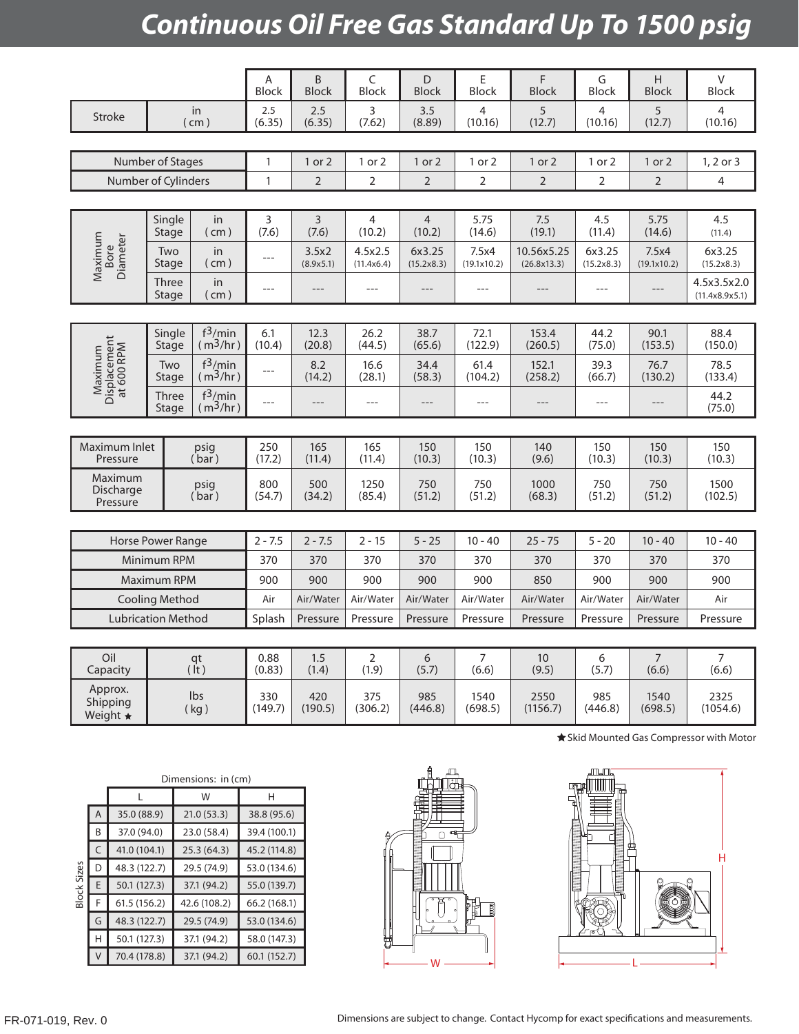# Continuous Oil Free Gas Standard Up To 1500 psig

| | | A Block | B Block | C Block | D Block | E Block | F Block | G Block | H Block | V Block |
|---|---|---|---|---|---|---|---|---|---|---|
| Stroke | in (cm) | 2.5 (6.35) | 2.5 (6.35) | 3 (7.62) | 3.5 (8.89) | 4 (10.16) | 5 (12.7) | 4 (10.16) | 5 (12.7) | 4 (10.16) |

| | A | B | C | D | E | F | G | H | V |
|---|---|---|---|---|---|---|---|---|---|
| Number of Stages | 1 | 1 or 2 | 1 or 2 | 1 or 2 | 1 or 2 | 1 or 2 | 1 or 2 | 1 or 2 | 1, 2 or 3 |
| Number of Cylinders | 1 | 2 | 2 | 2 | 2 | 2 | 2 | 2 | 4 |

| | | | A | B | C | D | E | F | G | H | V |
|---|---|---|---|---|---|---|---|---|---|---|---|
| Maximum Bore Diameter | Single Stage | in (cm) | 3 (7.6) | 3 (7.6) | 4 (10.2) | 4 (10.2) | 5.75 (14.6) | 7.5 (19.1) | 4.5 (11.4) | 5.75 (14.6) | 4.5 (11.4) |
| | Two Stage | in (cm) | --- | 3.5x2 (8.9x5.1) | 4.5x2.5 (11.4x6.4) | 6x3.25 (15.2x8.3) | 7.5x4 (19.1x10.2) | 10.56x5.25 (26.8x13.3) | 6x3.25 (15.2x8.3) | 7.5x4 (19.1x10.2) | 6x3.25 (15.2x8.3) |
| | Three Stage | in (cm) | --- | --- | --- | --- | --- | --- | --- | --- | 4.5x3.5x2.0 (11.4x8.9x5.1) |

| | | | A | B | C | D | E | F | G | H | V |
|---|---|---|---|---|---|---|---|---|---|---|---|
| Maximum Displacement at 600 RPM | Single Stage | $f^3$/min ($m^3$/hr) | 6.1 (10.4) | 12.3 (20.8) | 26.2 (44.5) | 38.7 (65.6) | 72.1 (122.9) | 153.4 (260.5) | 44.2 (75.0) | 90.1 (153.5) | 88.4 (150.0) |
| | Two Stage | $f^3$/min ($m^3$/hr) | --- | 8.2 (14.2) | 16.6 (28.1) | 34.4 (58.3) | 61.4 (104.2) | 152.1 (258.2) | 39.3 (66.7) | 76.7 (130.2) | 78.5 (133.4) |
| | Three Stage | $f^3$/min ($m^3$/hr) | --- | --- | --- | --- | --- | --- | --- | --- | 44.2 (75.0) |

| | | A | B | C | D | E | F | G | H | V |
|---|---|---|---|---|---|---|---|---|---|---|
| Maximum Inlet Pressure | psig (bar) | 250 (17.2) | 165 (11.4) | 165 (11.4) | 150 (10.3) | 150 (10.3) | 140 (9.6) | 150 (10.3) | 150 (10.3) | 150 (10.3) |
| Maximum Discharge Pressure | psig (bar) | 800 (54.7) | 500 (34.2) | 1250 (85.4) | 750 (51.2) | 750 (51.2) | 1000 (68.3) | 750 (51.2) | 750 (51.2) | 1500 (102.5) |

| | A | B | C | D | E | F | G | H | V |
|---|---|---|---|---|---|---|---|---|---|
| Horse Power Range | 2 - 7.5 | 2 - 7.5 | 2 - 15 | 5 - 25 | 10 - 40 | 25 - 75 | 5 - 20 | 10 - 40 | 10 - 40 |
| Minimum RPM | 370 | 370 | 370 | 370 | 370 | 370 | 370 | 370 | 370 |
| Maximum RPM | 900 | 900 | 900 | 900 | 900 | 850 | 900 | 900 | 900 |
| Cooling Method | Air | Air/Water | Air/Water | Air/Water | Air/Water | Air/Water | Air/Water | Air/Water | Air |
| Lubrication Method | Splash | Pressure | Pressure | Pressure | Pressure | Pressure | Pressure | Pressure | Pressure |

| | | A | B | C | D | E | F | G | H | V |
|---|---|---|---|---|---|---|---|---|---|---|
| Oil Capacity | qt (lt) | 0.88 (0.83) | 1.5 (1.4) | 2 (1.9) | 6 (5.7) | 7 (6.6) | 10 (9.5) | 6 (5.7) | 7 (6.6) | 7 (6.6) |
| Approx. Shipping Weight ★ | lbs (kg) | 330 (149.7) | 420 (190.5) | 375 (306.2) | 985 (446.8) | 1540 (698.5) | 2550 (1156.7) | 985 (446.8) | 1540 (698.5) | 2325 (1054.6) |

★ Skid Mounted Gas Compressor with Motor

Dimensions: in (cm)

| Block Sizes | L | W | H |
|---|---|---|---|
| A | 35.0 (88.9) | 21.0 (53.3) | 38.8 (95.6) |
| B | 37.0 (94.0) | 23.0 (58.4) | 39.4 (100.1) |
| C | 41.0 (104.1) | 25.3 (64.3) | 45.2 (114.8) |
| D | 48.3 (122.7) | 29.5 (74.9) | 53.0 (134.6) |
| E | 50.1 (127.3) | 37.1 (94.2) | 55.0 (139.7) |
| F | 61.5 (156.2) | 42.6 (108.2) | 66.2 (168.1) |
| G | 48.3 (122.7) | 29.5 (74.9) | 53.0 (134.6) |
| H | 50.1 (127.3) | 37.1 (94.2) | 58.0 (147.3) |
| V | 70.4 (178.8) | 37.1 (94.2) | 60.1 (152.7) |

FR-071-019, Rev. 0

Dimensions are subject to change. Contact Hycomp for exact specifications and measurements.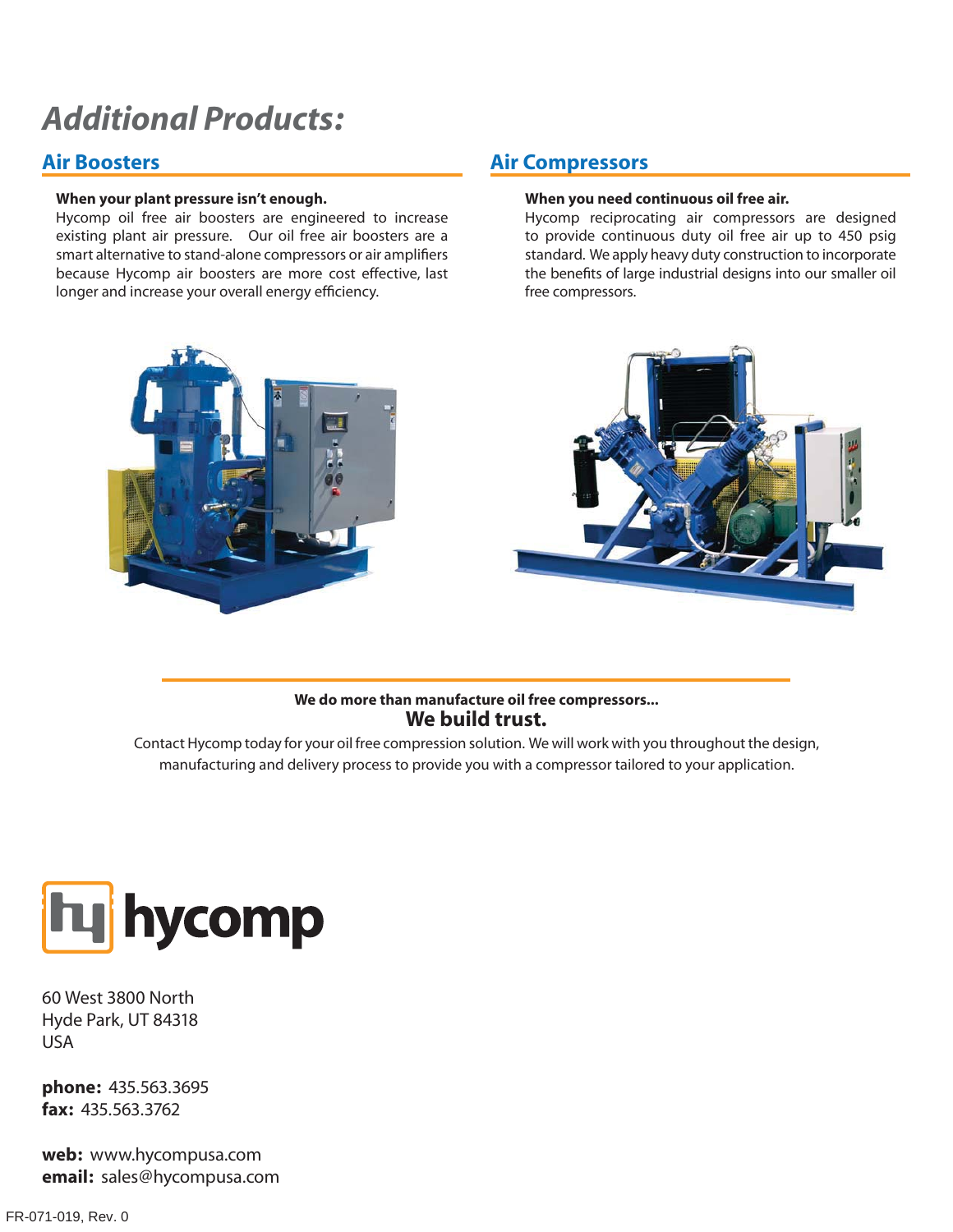# *Additional Products:*

## Air Boosters

**When your plant pressure isn't enough.**

Hycomp oil free air boosters are engineered to increase existing plant air pressure. Our oil free air boosters are a smart alternative to stand-alone compressors or air amplifiers because Hycomp air boosters are more cost effective, last longer and increase your overall energy efficiency.

## Air Compressors

**When you need continuous oil free air.**

Hycomp reciprocating air compressors are designed to provide continuous duty oil free air up to 450 psig standard. We apply heavy duty construction to incorporate the benefits of large industrial designs into our smaller oil free compressors.

**We do more than manufacture oil free compressors...**

**We build trust.**

Contact Hycomp today for your oil free compression solution. We will work with you throughout the design, manufacturing and delivery process to provide you with a compressor tailored to your application.

hycomp

60 West 3800 North
Hyde Park, UT 84318
USA

**phone:** 435.563.3695
**fax:** 435.563.3762

**web:** www.hycompusa.com
**email:** sales@hycompusa.com

FR-071-019, Rev. 0